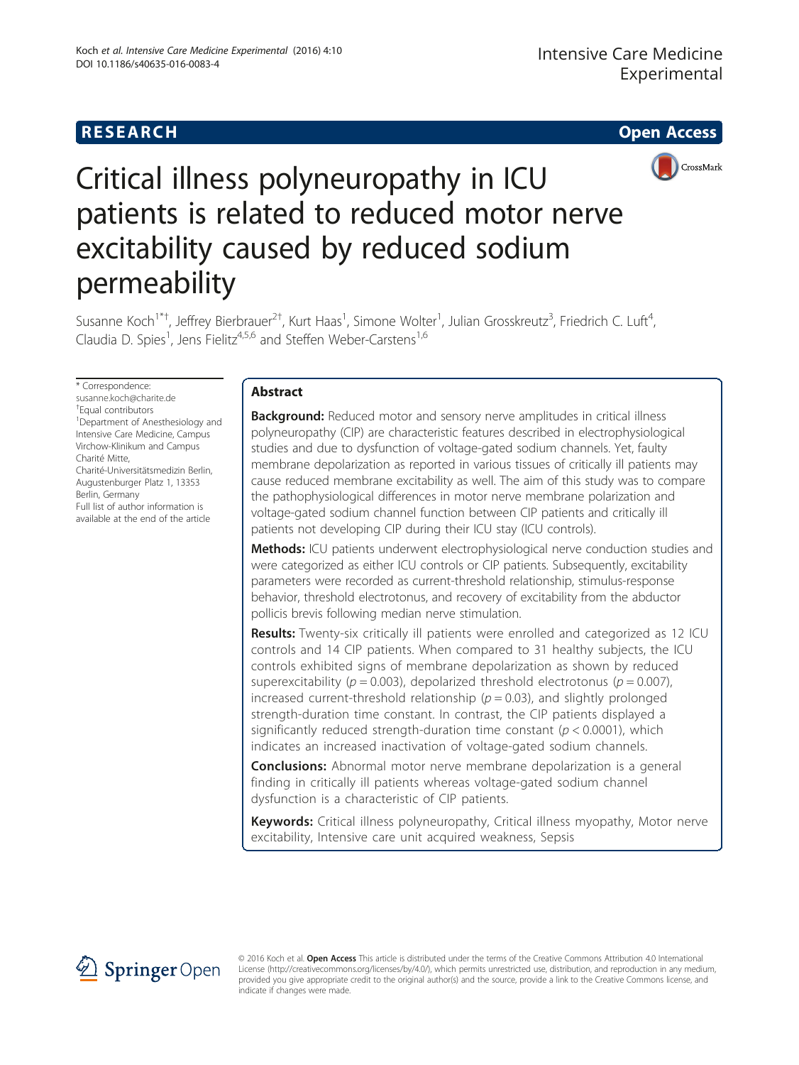RESEARCH Open Access

# Critical illness polyneuropathy in ICU patients is related to reduced motor nerve excitability caused by reduced sodium permeability

Susanne Koch[1*†], Jeffrey Bierbrauer[2†], Kurt Haas[1], Simone Wolter[1], Julian Grosskreutz[3], Friedrich C. Luft[4], Claudia D. Spies[1], Jens Fielitz[4,5,6] and Steffen Weber-Carstens[1,6]

\* Correspondence: susanne.koch@charite.de
†Equal contributors
[1]Department of Anesthesiology and Intensive Care Medicine, Campus Virchow-Klinikum and Campus Charité Mitte, Charité-Universitätsmedizin Berlin, Augustenburger Platz 1, 13353 Berlin, Germany
Full list of author information is available at the end of the article

## Abstract

**Background:** Reduced motor and sensory nerve amplitudes in critical illness polyneuropathy (CIP) are characteristic features described in electrophysiological studies and due to dysfunction of voltage-gated sodium channels. Yet, faulty membrane depolarization as reported in various tissues of critically ill patients may cause reduced membrane excitability as well. The aim of this study was to compare the pathophysiological differences in motor nerve membrane polarization and voltage-gated sodium channel function between CIP patients and critically ill patients not developing CIP during their ICU stay (ICU controls).

**Methods:** ICU patients underwent electrophysiological nerve conduction studies and were categorized as either ICU controls or CIP patients. Subsequently, excitability parameters were recorded as current-threshold relationship, stimulus-response behavior, threshold electrotonus, and recovery of excitability from the abductor pollicis brevis following median nerve stimulation.

**Results:** Twenty-six critically ill patients were enrolled and categorized as 12 ICU controls and 14 CIP patients. When compared to 31 healthy subjects, the ICU controls exhibited signs of membrane depolarization as shown by reduced superexcitability ($p = 0.003$), depolarized threshold electrotonus ($p = 0.007$), increased current-threshold relationship ($p = 0.03$), and slightly prolonged strength-duration time constant. In contrast, the CIP patients displayed a significantly reduced strength-duration time constant ($p < 0.0001$), which indicates an increased inactivation of voltage-gated sodium channels.

**Conclusions:** Abnormal motor nerve membrane depolarization is a general finding in critically ill patients whereas voltage-gated sodium channel dysfunction is a characteristic of CIP patients.

**Keywords:** Critical illness polyneuropathy, Critical illness myopathy, Motor nerve excitability, Intensive care unit acquired weakness, Sepsis

© 2016 Koch et al. **Open Access** This article is distributed under the terms of the Creative Commons Attribution 4.0 International License (http://creativecommons.org/licenses/by/4.0/), which permits unrestricted use, distribution, and reproduction in any medium, provided you give appropriate credit to the original author(s) and the source, provide a link to the Creative Commons license, and indicate if changes were made.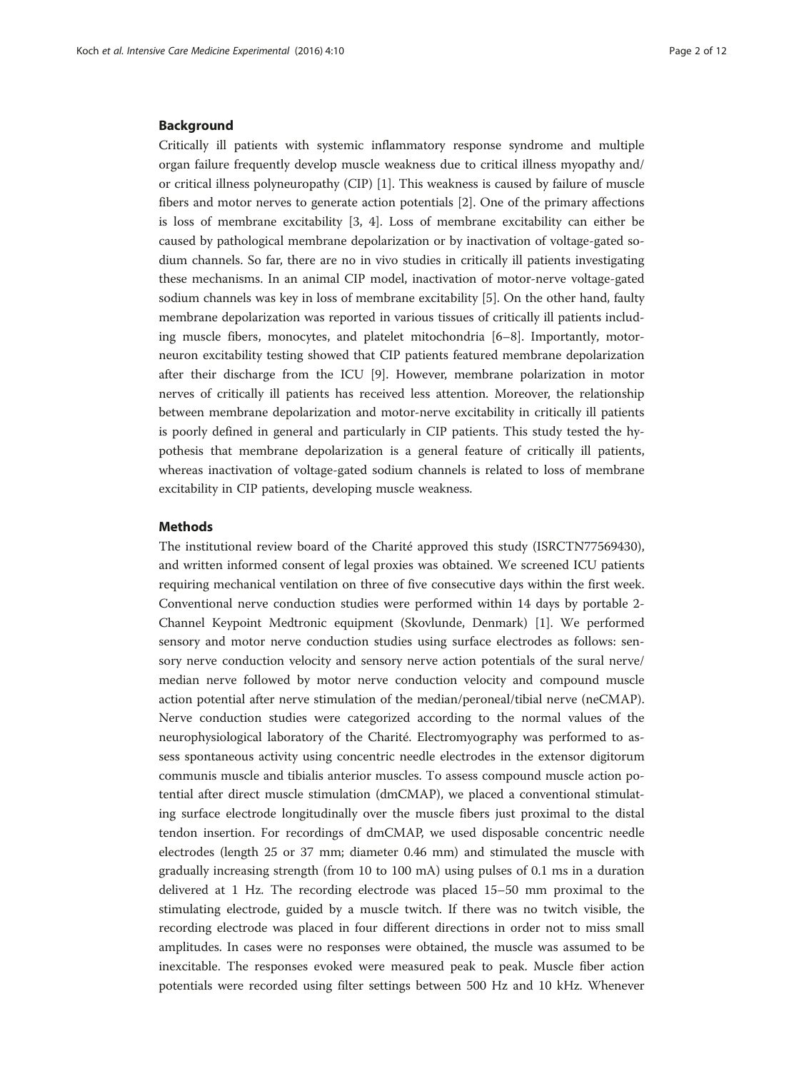## Background

Critically ill patients with systemic inflammatory response syndrome and multiple organ failure frequently develop muscle weakness due to critical illness myopathy and/or critical illness polyneuropathy (CIP) [1]. This weakness is caused by failure of muscle fibers and motor nerves to generate action potentials [2]. One of the primary affections is loss of membrane excitability [3, 4]. Loss of membrane excitability can either be caused by pathological membrane depolarization or by inactivation of voltage-gated sodium channels. So far, there are no in vivo studies in critically ill patients investigating these mechanisms. In an animal CIP model, inactivation of motor-nerve voltage-gated sodium channels was key in loss of membrane excitability [5]. On the other hand, faulty membrane depolarization was reported in various tissues of critically ill patients including muscle fibers, monocytes, and platelet mitochondria [6–8]. Importantly, motor-neuron excitability testing showed that CIP patients featured membrane depolarization after their discharge from the ICU [9]. However, membrane polarization in motor nerves of critically ill patients has received less attention. Moreover, the relationship between membrane depolarization and motor-nerve excitability in critically ill patients is poorly defined in general and particularly in CIP patients. This study tested the hypothesis that membrane depolarization is a general feature of critically ill patients, whereas inactivation of voltage-gated sodium channels is related to loss of membrane excitability in CIP patients, developing muscle weakness.

## Methods

The institutional review board of the Charité approved this study (ISRCTN77569430), and written informed consent of legal proxies was obtained. We screened ICU patients requiring mechanical ventilation on three of five consecutive days within the first week. Conventional nerve conduction studies were performed within 14 days by portable 2-Channel Keypoint Medtronic equipment (Skovlunde, Denmark) [1]. We performed sensory and motor nerve conduction studies using surface electrodes as follows: sensory nerve conduction velocity and sensory nerve action potentials of the sural nerve/median nerve followed by motor nerve conduction velocity and compound muscle action potential after nerve stimulation of the median/peroneal/tibial nerve (neCMAP). Nerve conduction studies were categorized according to the normal values of the neurophysiological laboratory of the Charité. Electromyography was performed to assess spontaneous activity using concentric needle electrodes in the extensor digitorum communis muscle and tibialis anterior muscles. To assess compound muscle action potential after direct muscle stimulation (dmCMAP), we placed a conventional stimulating surface electrode longitudinally over the muscle fibers just proximal to the distal tendon insertion. For recordings of dmCMAP, we used disposable concentric needle electrodes (length 25 or 37 mm; diameter 0.46 mm) and stimulated the muscle with gradually increasing strength (from 10 to 100 mA) using pulses of 0.1 ms in a duration delivered at 1 Hz. The recording electrode was placed 15–50 mm proximal to the stimulating electrode, guided by a muscle twitch. If there was no twitch visible, the recording electrode was placed in four different directions in order not to miss small amplitudes. In cases were no responses were obtained, the muscle was assumed to be inexcitable. The responses evoked were measured peak to peak. Muscle fiber action potentials were recorded using filter settings between 500 Hz and 10 kHz. Whenever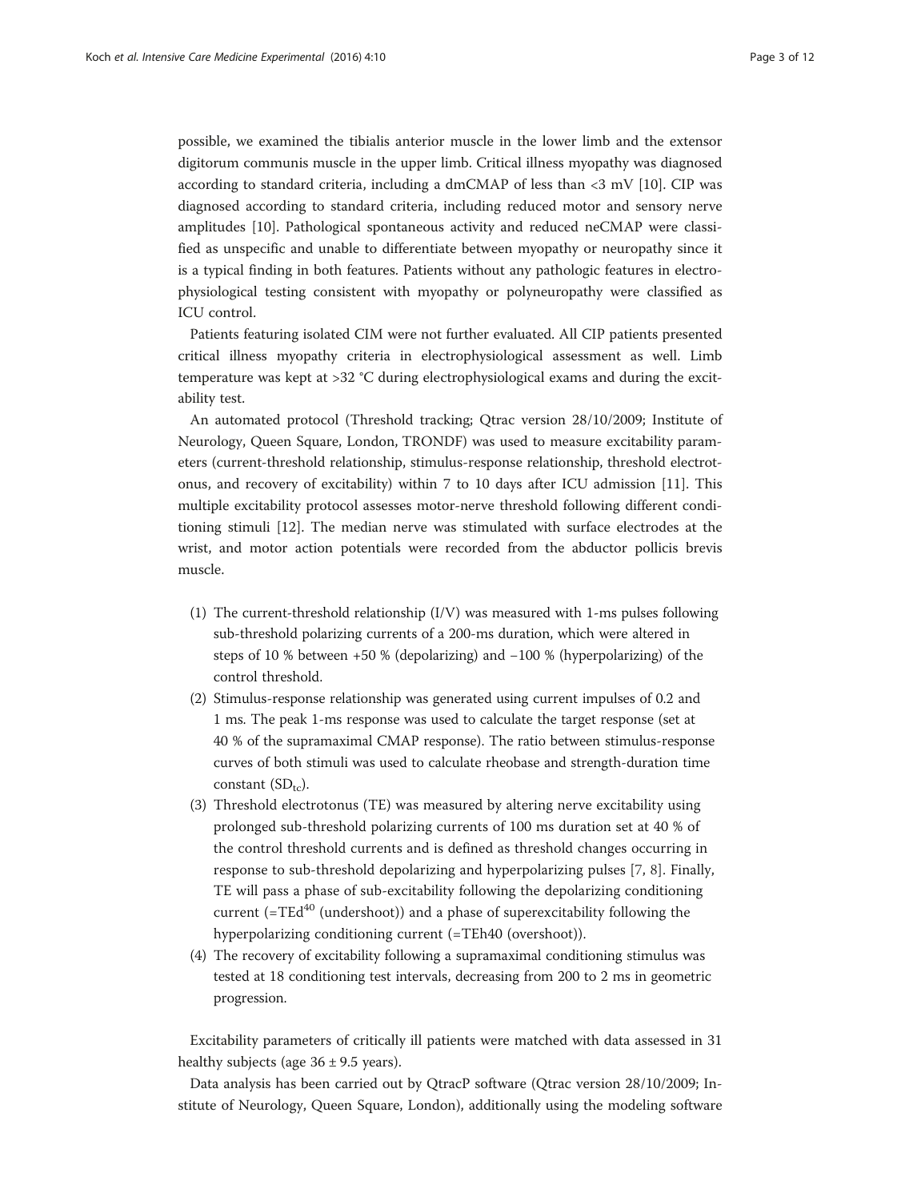possible, we examined the tibialis anterior muscle in the lower limb and the extensor digitorum communis muscle in the upper limb. Critical illness myopathy was diagnosed according to standard criteria, including a dmCMAP of less than <3 mV [10]. CIP was diagnosed according to standard criteria, including reduced motor and sensory nerve amplitudes [10]. Pathological spontaneous activity and reduced neCMAP were classified as unspecific and unable to differentiate between myopathy or neuropathy since it is a typical finding in both features. Patients without any pathologic features in electrophysiological testing consistent with myopathy or polyneuropathy were classified as ICU control.

Patients featuring isolated CIM were not further evaluated. All CIP patients presented critical illness myopathy criteria in electrophysiological assessment as well. Limb temperature was kept at >32 °C during electrophysiological exams and during the excitability test.

An automated protocol (Threshold tracking; Qtrac version 28/10/2009; Institute of Neurology, Queen Square, London, TRONDF) was used to measure excitability parameters (current-threshold relationship, stimulus-response relationship, threshold electrotonus, and recovery of excitability) within 7 to 10 days after ICU admission [11]. This multiple excitability protocol assesses motor-nerve threshold following different conditioning stimuli [12]. The median nerve was stimulated with surface electrodes at the wrist, and motor action potentials were recorded from the abductor pollicis brevis muscle.

(1) The current-threshold relationship (I/V) was measured with 1-ms pulses following sub-threshold polarizing currents of a 200-ms duration, which were altered in steps of 10 % between +50 % (depolarizing) and −100 % (hyperpolarizing) of the control threshold.

(2) Stimulus-response relationship was generated using current impulses of 0.2 and 1 ms. The peak 1-ms response was used to calculate the target response (set at 40 % of the supramaximal CMAP response). The ratio between stimulus-response curves of both stimuli was used to calculate rheobase and strength-duration time constant ($SD_{tc}$).

(3) Threshold electrotonus (TE) was measured by altering nerve excitability using prolonged sub-threshold polarizing currents of 100 ms duration set at 40 % of the control threshold currents and is defined as threshold changes occurring in response to sub-threshold depolarizing and hyperpolarizing pulses [7, 8]. Finally, TE will pass a phase of sub-excitability following the depolarizing conditioning current (=$TEd^{40}$ (undershoot)) and a phase of superexcitability following the hyperpolarizing conditioning current (=TEh40 (overshoot)).

(4) The recovery of excitability following a supramaximal conditioning stimulus was tested at 18 conditioning test intervals, decreasing from 200 to 2 ms in geometric progression.

Excitability parameters of critically ill patients were matched with data assessed in 31 healthy subjects (age 36 ± 9.5 years).

Data analysis has been carried out by QtracP software (Qtrac version 28/10/2009; Institute of Neurology, Queen Square, London), additionally using the modeling software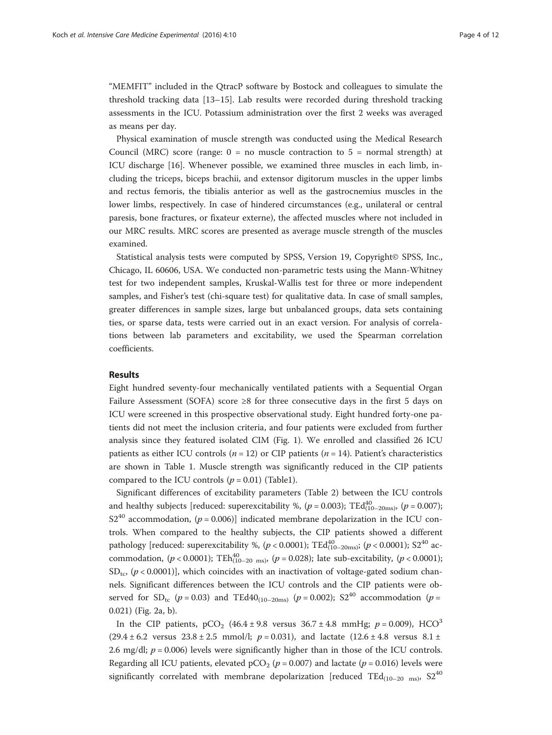"MEMFIT" included in the QtracP software by Bostock and colleagues to simulate the threshold tracking data [13–15]. Lab results were recorded during threshold tracking assessments in the ICU. Potassium administration over the first 2 weeks was averaged as means per day.

Physical examination of muscle strength was conducted using the Medical Research Council (MRC) score (range: 0 = no muscle contraction to 5 = normal strength) at ICU discharge [16]. Whenever possible, we examined three muscles in each limb, including the triceps, biceps brachii, and extensor digitorum muscles in the upper limbs and rectus femoris, the tibialis anterior as well as the gastrocnemius muscles in the lower limbs, respectively. In case of hindered circumstances (e.g., unilateral or central paresis, bone fractures, or fixateur externe), the affected muscles where not included in our MRC results. MRC scores are presented as average muscle strength of the muscles examined.

Statistical analysis tests were computed by SPSS, Version 19, Copyright© SPSS, Inc., Chicago, IL 60606, USA. We conducted non-parametric tests using the Mann-Whitney test for two independent samples, Kruskal-Wallis test for three or more independent samples, and Fisher's test (chi-square test) for qualitative data. In case of small samples, greater differences in sample sizes, large but unbalanced groups, data sets containing ties, or sparse data, tests were carried out in an exact version. For analysis of correlations between lab parameters and excitability, we used the Spearman correlation coefficients.

## Results

Eight hundred seventy-four mechanically ventilated patients with a Sequential Organ Failure Assessment (SOFA) score ≥8 for three consecutive days in the first 5 days on ICU were screened in this prospective observational study. Eight hundred forty-one patients did not meet the inclusion criteria, and four patients were excluded from further analysis since they featured isolated CIM (Fig. 1). We enrolled and classified 26 ICU patients as either ICU controls ($n = 12$) or CIP patients ($n = 14$). Patient's characteristics are shown in Table 1. Muscle strength was significantly reduced in the CIP patients compared to the ICU controls ($p = 0.01$) (Table1).

Significant differences of excitability parameters (Table 2) between the ICU controls and healthy subjects [reduced: superexcitability %, ($p = 0.003$); $\mathrm{TEd}^{40}_{(10\text{–}20\mathrm{ms})}$, ($p = 0.007$); $\mathrm{S2}^{40}$ accommodation, ($p = 0.006$)] indicated membrane depolarization in the ICU controls. When compared to the healthy subjects, the CIP patients showed a different pathology [reduced: superexcitability %, ($p < 0.0001$); $\mathrm{TEd}^{40}_{(10\text{–}20\mathrm{ms})}$; ($p < 0.0001$); $\mathrm{S2}^{40}$ accommodation, ($p < 0.0001$); $\mathrm{TEh}^{40}_{(10\text{–}20\ \mathrm{ms})}$, ($p = 0.028$); late sub-excitability, ($p < 0.0001$); $\mathrm{SD}_{\mathrm{tc}}$, ($p < 0.0001$)], which coincides with an inactivation of voltage-gated sodium channels. Significant differences between the ICU controls and the CIP patients were observed for $\mathrm{SD}_{\mathrm{tc}}$ ($p = 0.03$) and $\mathrm{TEd40}_{(10\text{–}20\mathrm{ms})}$ ($p = 0.002$); $\mathrm{S2}^{40}$ accommodation ($p = 0.021$) (Fig. 2a, b).

In the CIP patients, $pCO_2$ (46.4 ± 9.8 versus 36.7 ± 4.8 mmHg; $p = 0.009$), $HCO^3$ (29.4 ± 6.2 versus 23.8 ± 2.5 mmol/l; $p = 0.031$), and lactate (12.6 ± 4.8 versus 8.1 ± 2.6 mg/dl; $p = 0.006$) levels were significantly higher than in those of the ICU controls. Regarding all ICU patients, elevated $pCO_2$ ($p = 0.007$) and lactate ($p = 0.016$) levels were significantly correlated with membrane depolarization [reduced $\mathrm{TEd}_{(10\text{–}20\ \mathrm{ms})}$, $\mathrm{S2}^{40}$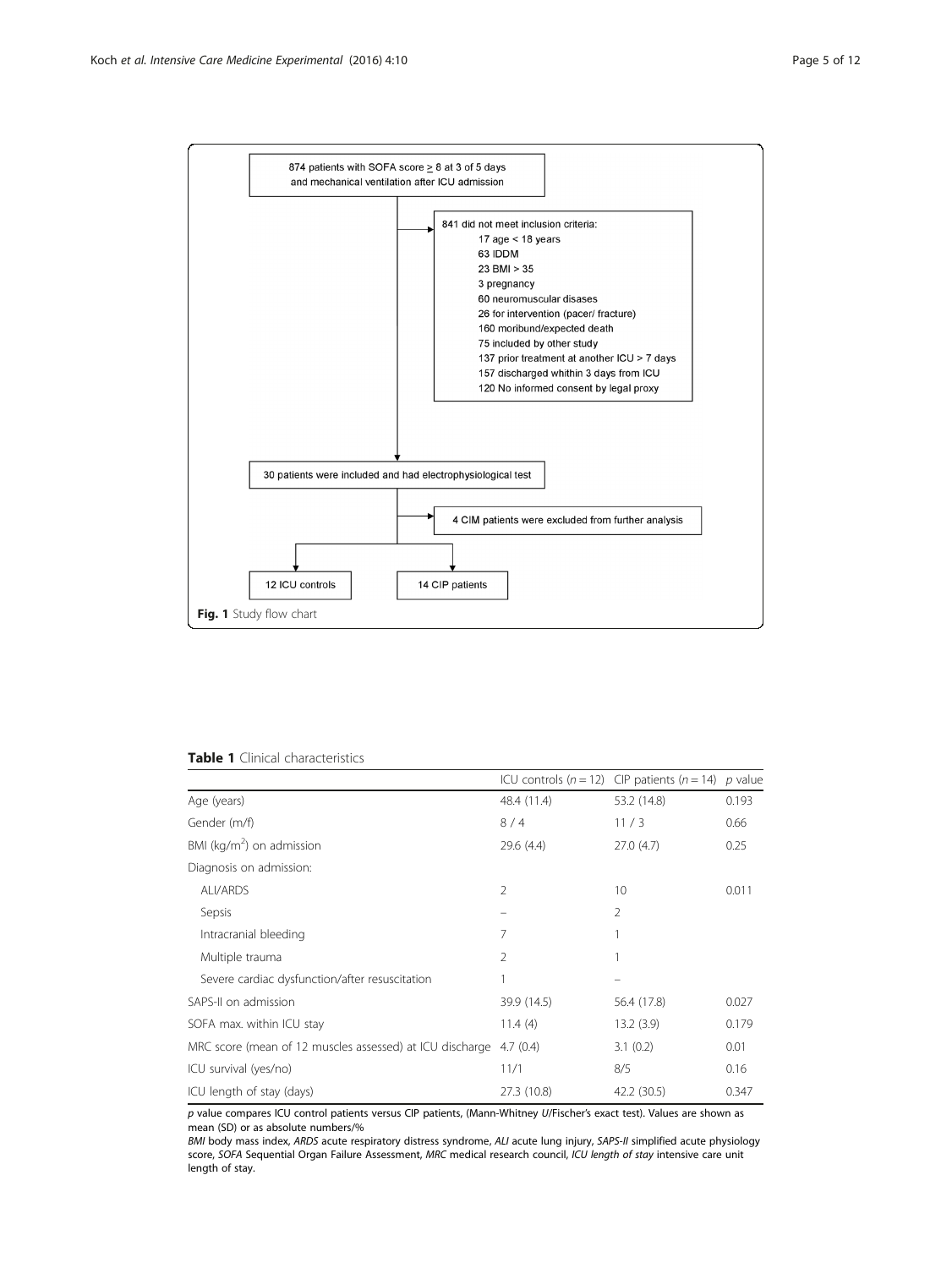874 patients with SOFA score ≥ 8 at 3 of 5 days and mechanical ventilation after ICU admission

841 did not meet inclusion criteria:
- 17 age < 18 years
- 63 IDDM
- 23 BMI > 35
- 3 pregnancy
- 60 neuromuscular disases
- 26 for intervention (pacer/ fracture)
- 160 moribund/expected death
- 75 included by other study
- 137 prior treatment at another ICU > 7 days
- 157 discharged whithin 3 days from ICU
- 120 No informed consent by legal proxy

30 patients were included and had electrophysiological test

4 CIM patients were excluded from further analysis

12 ICU controls

14 CIP patients

**Fig. 1** Study flow chart

**Table 1** Clinical characteristics

| | ICU controls ($n = 12$) | CIP patients ($n = 14$) | *p* value |
|---|---|---|---|
| Age (years) | 48.4 (11.4) | 53.2 (14.8) | 0.193 |
| Gender (m/f) | 8 / 4 | 11 / 3 | 0.66 |
| BMI (kg/m$^2$) on admission | 29.6 (4.4) | 27.0 (4.7) | 0.25 |
| Diagnosis on admission: | | | |
| ALI/ARDS | 2 | 10 | 0.011 |
| Sepsis | – | 2 | |
| Intracranial bleeding | 7 | 1 | |
| Multiple trauma | 2 | 1 | |
| Severe cardiac dysfunction/after resuscitation | 1 | – | |
| SAPS-II on admission | 39.9 (14.5) | 56.4 (17.8) | 0.027 |
| SOFA max. within ICU stay | 11.4 (4) | 13.2 (3.9) | 0.179 |
| MRC score (mean of 12 muscles assessed) at ICU discharge | 4.7 (0.4) | 3.1 (0.2) | 0.01 |
| ICU survival (yes/no) | 11/1 | 8/5 | 0.16 |
| ICU length of stay (days) | 27.3 (10.8) | 42.2 (30.5) | 0.347 |

*p* value compares ICU control patients versus CIP patients, (Mann-Whitney *U*/Fischer's exact test). Values are shown as mean (SD) or as absolute numbers/%

*BMI* body mass index, *ARDS* acute respiratory distress syndrome, *ALI* acute lung injury, *SAPS-II* simplified acute physiology score, *SOFA* Sequential Organ Failure Assessment, *MRC* medical research council, *ICU length of stay* intensive care unit length of stay.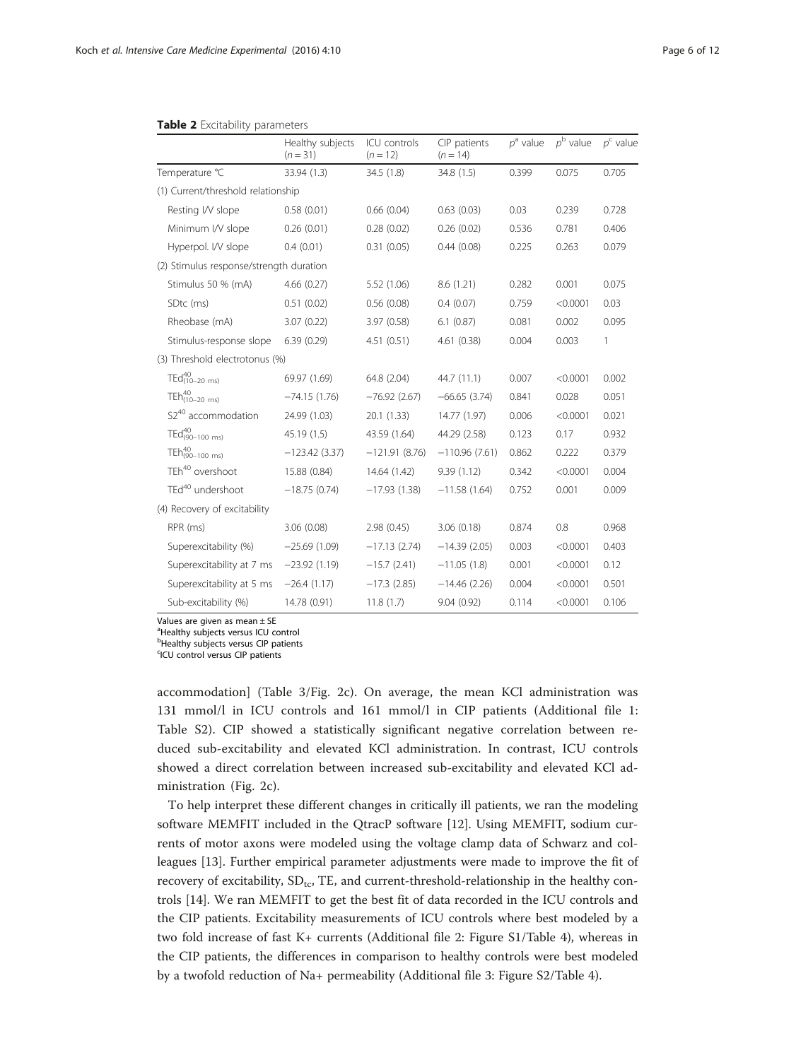**Table 2** Excitability parameters

| | Healthy subjects ($n = 31$) | ICU controls ($n = 12$) | CIP patients ($n = 14$) | $p^a$ value | $p^b$ value | $p^c$ value |
|---|---|---|---|---|---|---|
| Temperature °C | 33.94 (1.3) | 34.5 (1.8) | 34.8 (1.5) | 0.399 | 0.075 | 0.705 |
| (1) Current/threshold relationship | | | | | | |
| Resting I/V slope | 0.58 (0.01) | 0.66 (0.04) | 0.63 (0.03) | 0.03 | 0.239 | 0.728 |
| Minimum I/V slope | 0.26 (0.01) | 0.28 (0.02) | 0.26 (0.02) | 0.536 | 0.781 | 0.406 |
| Hyperpol. I/V slope | 0.4 (0.01) | 0.31 (0.05) | 0.44 (0.08) | 0.225 | 0.263 | 0.079 |
| (2) Stimulus response/strength duration | | | | | | |
| Stimulus 50 % (mA) | 4.66 (0.27) | 5.52 (1.06) | 8.6 (1.21) | 0.282 | 0.001 | 0.075 |
| SDtc (ms) | 0.51 (0.02) | 0.56 (0.08) | 0.4 (0.07) | 0.759 | <0.0001 | 0.03 |
| Rheobase (mA) | 3.07 (0.22) | 3.97 (0.58) | 6.1 (0.87) | 0.081 | 0.002 | 0.095 |
| Stimulus-response slope | 6.39 (0.29) | 4.51 (0.51) | 4.61 (0.38) | 0.004 | 0.003 | 1 |
| (3) Threshold electrotonus (%) | | | | | | |
| $TEd^{40}_{(10–20\ ms)}$ | 69.97 (1.69) | 64.8 (2.04) | 44.7 (11.1) | 0.007 | <0.0001 | 0.002 |
| $TEh^{40}_{(10–20\ ms)}$ | −74.15 (1.76) | −76.92 (2.67) | −66.65 (3.74) | 0.841 | 0.028 | 0.051 |
| $S2^{40}$ accommodation | 24.99 (1.03) | 20.1 (1.33) | 14.77 (1.97) | 0.006 | <0.0001 | 0.021 |
| $TEd^{40}_{(90–100\ ms)}$ | 45.19 (1.5) | 43.59 (1.64) | 44.29 (2.58) | 0.123 | 0.17 | 0.932 |
| $TEh^{40}_{(90–100\ ms)}$ | −123.42 (3.37) | −121.91 (8.76) | −110.96 (7.61) | 0.862 | 0.222 | 0.379 |
| $TEh^{40}$ overshoot | 15.88 (0.84) | 14.64 (1.42) | 9.39 (1.12) | 0.342 | <0.0001 | 0.004 |
| $TEd^{40}$ undershoot | −18.75 (0.74) | −17.93 (1.38) | −11.58 (1.64) | 0.752 | 0.001 | 0.009 |
| (4) Recovery of excitability | | | | | | |
| RPR (ms) | 3.06 (0.08) | 2.98 (0.45) | 3.06 (0.18) | 0.874 | 0.8 | 0.968 |
| Superexcitability (%) | −25.69 (1.09) | −17.13 (2.74) | −14.39 (2.05) | 0.003 | <0.0001 | 0.403 |
| Superexcitability at 7 ms | −23.92 (1.19) | −15.7 (2.41) | −11.05 (1.8) | 0.001 | <0.0001 | 0.12 |
| Superexcitability at 5 ms | −26.4 (1.17) | −17.3 (2.85) | −14.46 (2.26) | 0.004 | <0.0001 | 0.501 |
| Sub-excitability (%) | 14.78 (0.91) | 11.8 (1.7) | 9.04 (0.92) | 0.114 | <0.0001 | 0.106 |

Values are given as mean ± SE
[a]Healthy subjects versus ICU control
[b]Healthy subjects versus CIP patients
[c]ICU control versus CIP patients

accommodation] (Table 3/Fig. 2c). On average, the mean KCl administration was 131 mmol/l in ICU controls and 161 mmol/l in CIP patients (Additional file 1: Table S2). CIP showed a statistically significant negative correlation between reduced sub-excitability and elevated KCl administration. In contrast, ICU controls showed a direct correlation between increased sub-excitability and elevated KCl administration (Fig. 2c).

To help interpret these different changes in critically ill patients, we ran the modeling software MEMFIT included in the QtracP software [12]. Using MEMFIT, sodium currents of motor axons were modeled using the voltage clamp data of Schwarz and colleagues [13]. Further empirical parameter adjustments were made to improve the fit of recovery of excitability, $SD_{tc}$, TE, and current-threshold-relationship in the healthy controls [14]. We ran MEMFIT to get the best fit of data recorded in the ICU controls and the CIP patients. Excitability measurements of ICU controls where best modeled by a two fold increase of fast K+ currents (Additional file 2: Figure S1/Table 4), whereas in the CIP patients, the differences in comparison to healthy controls were best modeled by a twofold reduction of Na+ permeability (Additional file 3: Figure S2/Table 4).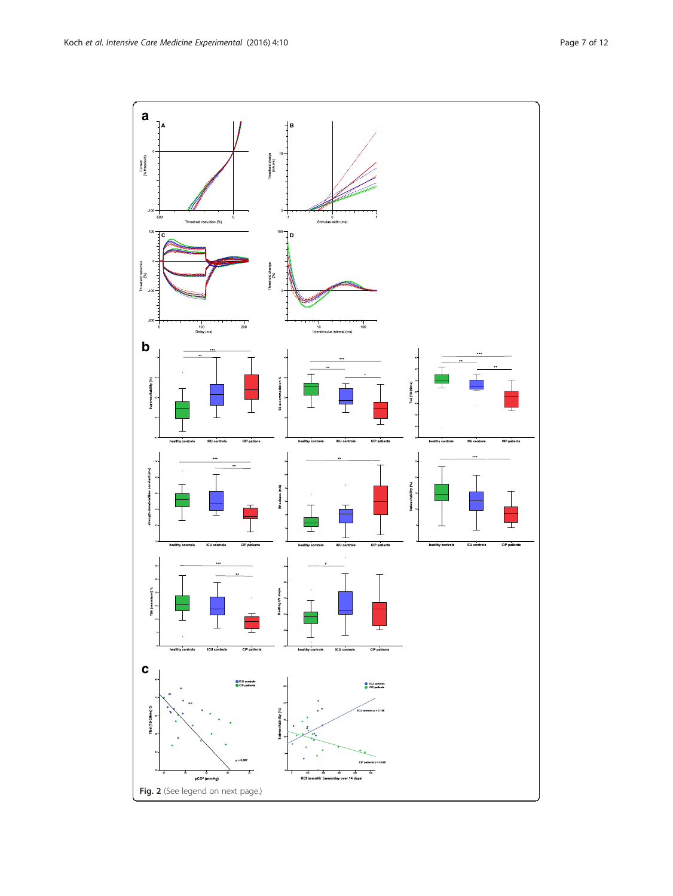**Fig. 2** (See legend on next page.)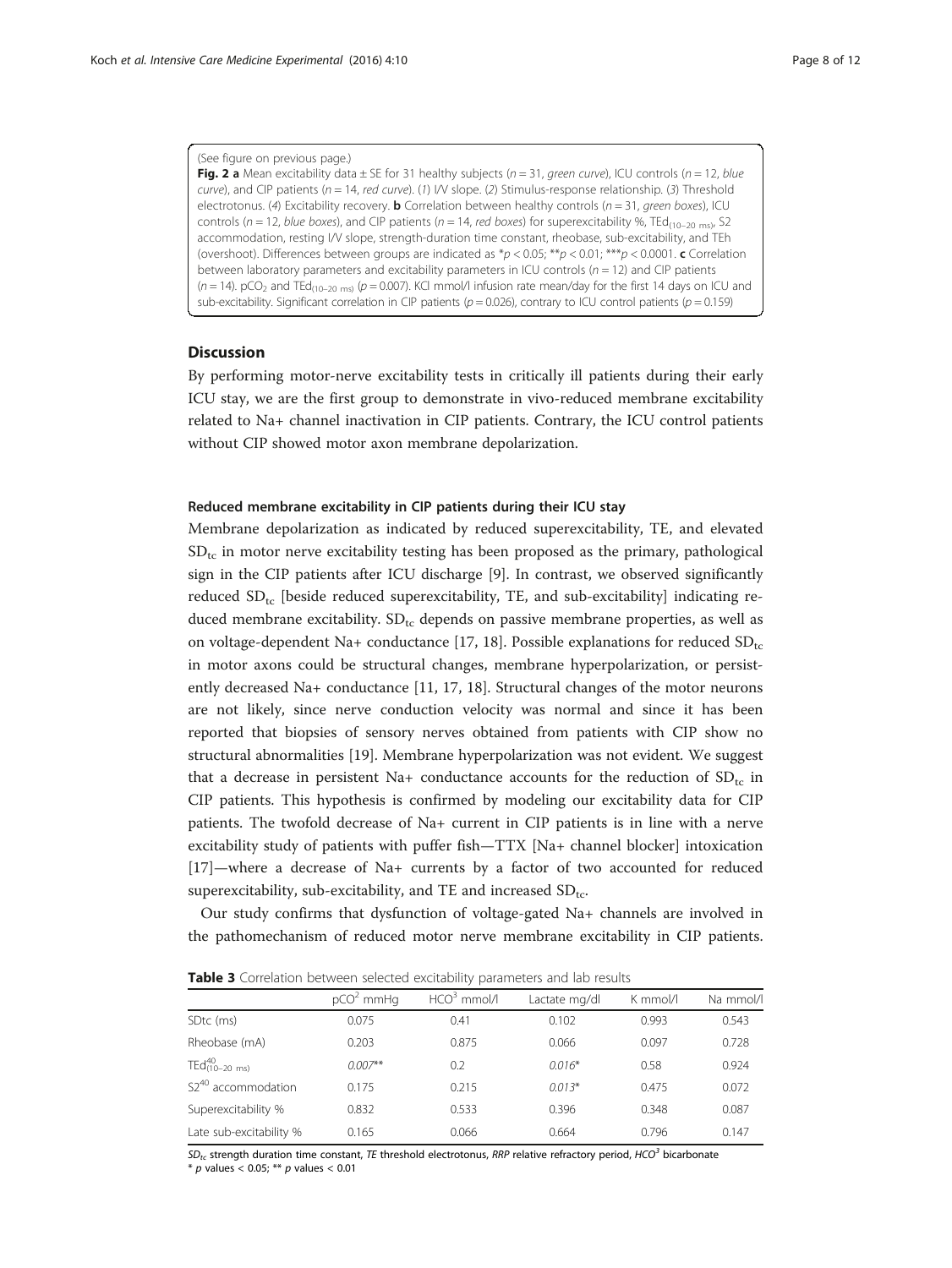(See figure on previous page.)

**Fig. 2** **a** Mean excitability data ± SE for 31 healthy subjects ($n = 31$, *green curve*), ICU controls ($n = 12$, *blue curve*), and CIP patients ($n = 14$, *red curve*). (*1*) I/V slope. (*2*) Stimulus-response relationship. (*3*) Threshold electrotonus. (*4*) Excitability recovery. **b** Correlation between healthy controls ($n = 31$, *green boxes*), ICU controls ($n = 12$, *blue boxes*), and CIP patients ($n = 14$, *red boxes*) for superexcitability %, $TEd_{(10–20\ ms)}$, S2 accommodation, resting I/V slope, strength-duration time constant, rheobase, sub-excitability, and TEh (overshoot). Differences between groups are indicated as *$p < 0.05$; **$p < 0.01$; ***$p < 0.0001$. **c** Correlation between laboratory parameters and excitability parameters in ICU controls ($n = 12$) and CIP patients ($n = 14$). $pCO_2$ and $TEd_{(10–20\ ms)}$ ($p = 0.007$). KCl mmol/l infusion rate mean/day for the first 14 days on ICU and sub-excitability. Significant correlation in CIP patients ($p = 0.026$), contrary to ICU control patients ($p = 0.159$)

## Discussion

By performing motor-nerve excitability tests in critically ill patients during their early ICU stay, we are the first group to demonstrate in vivo-reduced membrane excitability related to Na+ channel inactivation in CIP patients. Contrary, the ICU control patients without CIP showed motor axon membrane depolarization.

### Reduced membrane excitability in CIP patients during their ICU stay

Membrane depolarization as indicated by reduced superexcitability, TE, and elevated $SD_{tc}$ in motor nerve excitability testing has been proposed as the primary, pathological sign in the CIP patients after ICU discharge [9]. In contrast, we observed significantly reduced $SD_{tc}$ [beside reduced superexcitability, TE, and sub-excitability] indicating reduced membrane excitability. $SD_{tc}$ depends on passive membrane properties, as well as on voltage-dependent Na+ conductance [17, 18]. Possible explanations for reduced $SD_{tc}$ in motor axons could be structural changes, membrane hyperpolarization, or persistently decreased Na+ conductance [11, 17, 18]. Structural changes of the motor neurons are not likely, since nerve conduction velocity was normal and since it has been reported that biopsies of sensory nerves obtained from patients with CIP show no structural abnormalities [19]. Membrane hyperpolarization was not evident. We suggest that a decrease in persistent Na+ conductance accounts for the reduction of $SD_{tc}$ in CIP patients. This hypothesis is confirmed by modeling our excitability data for CIP patients. The twofold decrease of Na+ current in CIP patients is in line with a nerve excitability study of patients with puffer fish—TTX [Na+ channel blocker] intoxication [17]—where a decrease of Na+ currents by a factor of two accounted for reduced superexcitability, sub-excitability, and TE and increased $SD_{tc}$.

Our study confirms that dysfunction of voltage-gated Na+ channels are involved in the pathomechanism of reduced motor nerve membrane excitability in CIP patients.

**Table 3** Correlation between selected excitability parameters and lab results

| | $pCO^2$ mmHg | $HCO^3$ mmol/l | Lactate mg/dl | K mmol/l | Na mmol/l |
|---|---|---|---|---|---|
| SDtc (ms) | 0.075 | 0.41 | 0.102 | 0.993 | 0.543 |
| Rheobase (mA) | 0.203 | 0.875 | 0.066 | 0.097 | 0.728 |
| $TEd^{40}_{(10–20\ ms)}$ | *0.007*** | 0.2 | *0.016** | 0.58 | 0.924 |
| $S2^{40}$ accommodation | 0.175 | 0.215 | *0.013** | 0.475 | 0.072 |
| Superexcitability % | 0.832 | 0.533 | 0.396 | 0.348 | 0.087 |
| Late sub-excitability % | 0.165 | 0.066 | 0.664 | 0.796 | 0.147 |

$SD_{tc}$ strength duration time constant, *TE* threshold electrotonus, *RRP* relative refractory period, $HCO^3$ bicarbonate

* $p$ values < 0.05; ** $p$ values < 0.01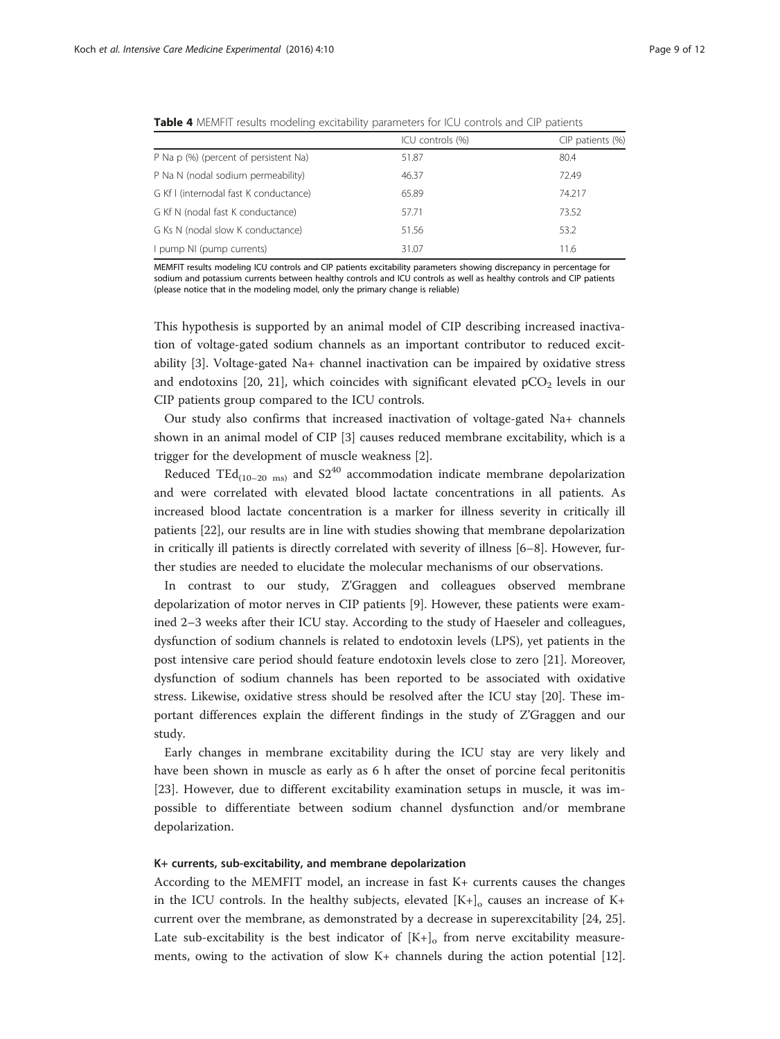**Table 4** MEMFIT results modeling excitability parameters for ICU controls and CIP patients

| | ICU controls (%) | CIP patients (%) |
|---|---|---|
| P Na p (%) (percent of persistent Na) | 51.87 | 80.4 |
| P Na N (nodal sodium permeability) | 46.37 | 72.49 |
| G Kf I (internodal fast K conductance) | 65.89 | 74.217 |
| G Kf N (nodal fast K conductance) | 57.71 | 73.52 |
| G Ks N (nodal slow K conductance) | 51.56 | 53.2 |
| I pump NI (pump currents) | 31.07 | 11.6 |

MEMFIT results modeling ICU controls and CIP patients excitability parameters showing discrepancy in percentage for sodium and potassium currents between healthy controls and ICU controls as well as healthy controls and CIP patients (please notice that in the modeling model, only the primary change is reliable)

This hypothesis is supported by an animal model of CIP describing increased inactivation of voltage-gated sodium channels as an important contributor to reduced excitability [3]. Voltage-gated Na+ channel inactivation can be impaired by oxidative stress and endotoxins [20, 21], which coincides with significant elevated $pCO_2$ levels in our CIP patients group compared to the ICU controls.

Our study also confirms that increased inactivation of voltage-gated Na+ channels shown in an animal model of CIP [3] causes reduced membrane excitability, which is a trigger for the development of muscle weakness [2].

Reduced $TEd_{(10-20\ ms)}$ and $S2^{40}$ accommodation indicate membrane depolarization and were correlated with elevated blood lactate concentrations in all patients. As increased blood lactate concentration is a marker for illness severity in critically ill patients [22], our results are in line with studies showing that membrane depolarization in critically ill patients is directly correlated with severity of illness [6–8]. However, further studies are needed to elucidate the molecular mechanisms of our observations.

In contrast to our study, Z'Graggen and colleagues observed membrane depolarization of motor nerves in CIP patients [9]. However, these patients were examined 2–3 weeks after their ICU stay. According to the study of Haeseler and colleagues, dysfunction of sodium channels is related to endotoxin levels (LPS), yet patients in the post intensive care period should feature endotoxin levels close to zero [21]. Moreover, dysfunction of sodium channels has been reported to be associated with oxidative stress. Likewise, oxidative stress should be resolved after the ICU stay [20]. These important differences explain the different findings in the study of Z'Graggen and our study.

Early changes in membrane excitability during the ICU stay are very likely and have been shown in muscle as early as 6 h after the onset of porcine fecal peritonitis [23]. However, due to different excitability examination setups in muscle, it was impossible to differentiate between sodium channel dysfunction and/or membrane depolarization.

#### K+ currents, sub-excitability, and membrane depolarization

According to the MEMFIT model, an increase in fast K+ currents causes the changes in the ICU controls. In the healthy subjects, elevated $[K+]_o$ causes an increase of K+ current over the membrane, as demonstrated by a decrease in superexcitability [24, 25]. Late sub-excitability is the best indicator of $[K+]_o$ from nerve excitability measurements, owing to the activation of slow K+ channels during the action potential [12].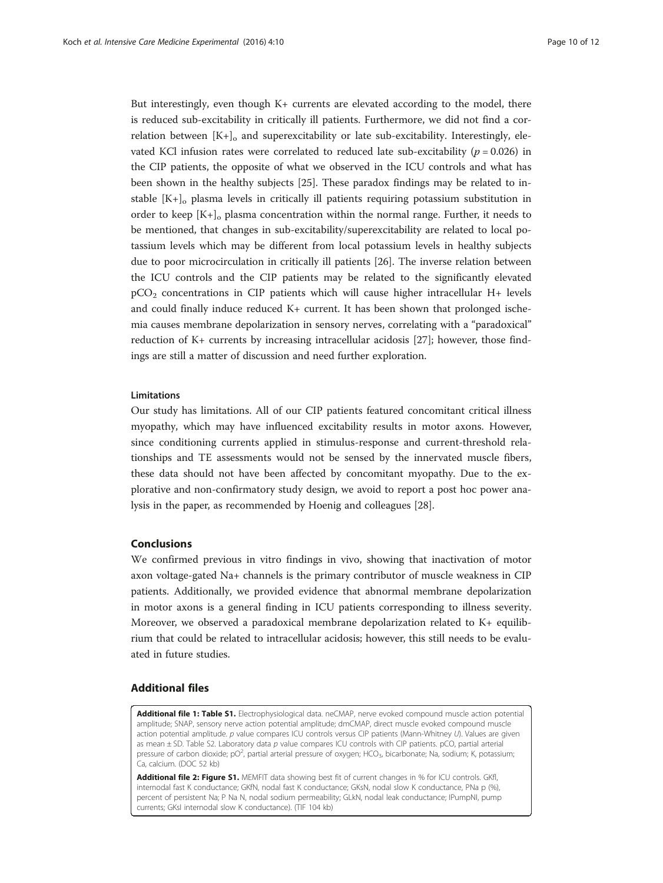But interestingly, even though K+ currents are elevated according to the model, there is reduced sub-excitability in critically ill patients. Furthermore, we did not find a correlation between $[K+]_o$ and superexcitability or late sub-excitability. Interestingly, elevated KCl infusion rates were correlated to reduced late sub-excitability ($p = 0.026$) in the CIP patients, the opposite of what we observed in the ICU controls and what has been shown in the healthy subjects [25]. These paradox findings may be related to instable $[K+]_o$ plasma levels in critically ill patients requiring potassium substitution in order to keep $[K+]_o$ plasma concentration within the normal range. Further, it needs to be mentioned, that changes in sub-excitability/superexcitability are related to local potassium levels which may be different from local potassium levels in healthy subjects due to poor microcirculation in critically ill patients [26]. The inverse relation between the ICU controls and the CIP patients may be related to the significantly elevated $pCO_2$ concentrations in CIP patients which will cause higher intracellular H+ levels and could finally induce reduced K+ current. It has been shown that prolonged ischemia causes membrane depolarization in sensory nerves, correlating with a "paradoxical" reduction of K+ currents by increasing intracellular acidosis [27]; however, those findings are still a matter of discussion and need further exploration.

### Limitations

Our study has limitations. All of our CIP patients featured concomitant critical illness myopathy, which may have influenced excitability results in motor axons. However, since conditioning currents applied in stimulus-response and current-threshold relationships and TE assessments would not be sensed by the innervated muscle fibers, these data should not have been affected by concomitant myopathy. Due to the explorative and non-confirmatory study design, we avoid to report a post hoc power analysis in the paper, as recommended by Hoenig and colleagues [28].

## Conclusions

We confirmed previous in vitro findings in vivo, showing that inactivation of motor axon voltage-gated Na+ channels is the primary contributor of muscle weakness in CIP patients. Additionally, we provided evidence that abnormal membrane depolarization in motor axons is a general finding in ICU patients corresponding to illness severity. Moreover, we observed a paradoxical membrane depolarization related to K+ equilibrium that could be related to intracellular acidosis; however, this still needs to be evaluated in future studies.

## Additional files

**Additional file 1: Table S1.** Electrophysiological data. neCMAP, nerve evoked compound muscle action potential amplitude; SNAP, sensory nerve action potential amplitude; dmCMAP, direct muscle evoked compound muscle action potential amplitude. *p* value compares ICU controls versus CIP patients (Mann-Whitney *U*). Values are given as mean ± SD. Table S2. Laboratory data *p* value compares ICU controls with CIP patients. pCO, partial arterial pressure of carbon dioxide; $pO^2$, partial arterial pressure of oxygen; $HCO_3$, bicarbonate; Na, sodium; K, potassium; Ca, calcium. (DOC 52 kb)

**Additional file 2: Figure S1.** MEMFIT data showing best fit of current changes in % for ICU controls. GKfI, internodal fast K conductance; GKfN, nodal fast K conductance; GKsN, nodal slow K conductance, PNa p (%), percent of persistent Na; P Na N, nodal sodium permeability; GLkN, nodal leak conductance; IPumpNI, pump currents; GKsI internodal slow K conductance). (TIF 104 kb)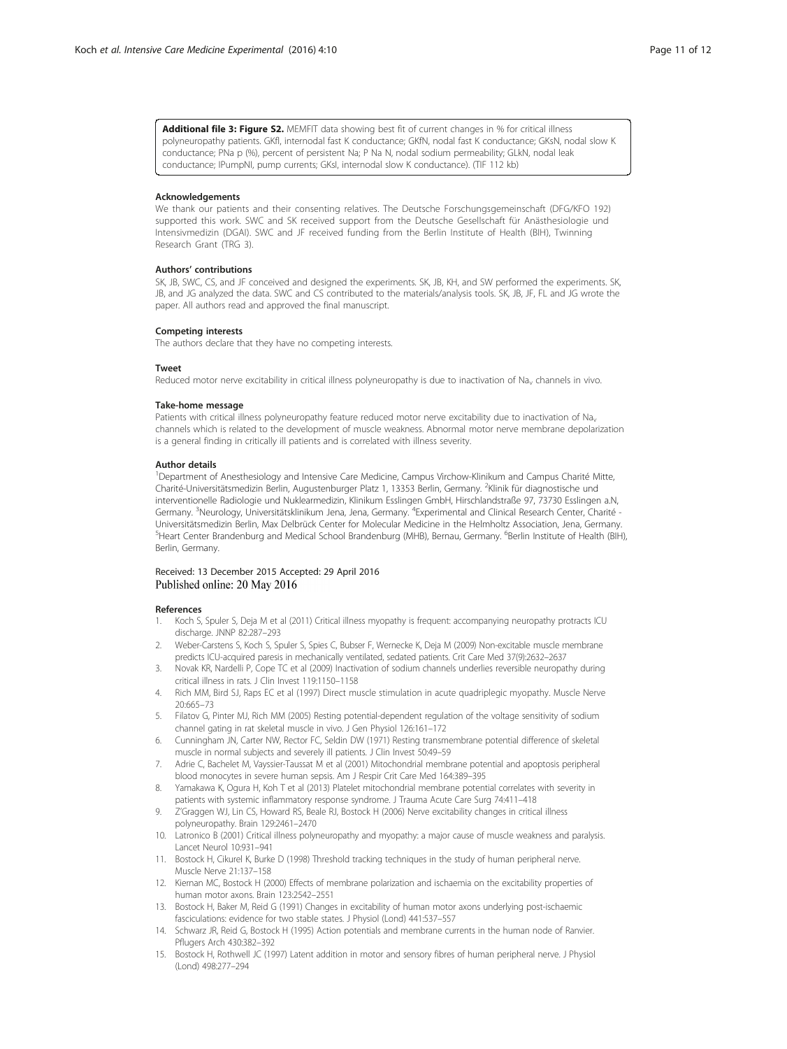**Additional file 3: Figure S2.** MEMFIT data showing best fit of current changes in % for critical illness polyneuropathy patients. GKfI, internodal fast K conductance; GKfN, nodal fast K conductance; GKsN, nodal slow K conductance; PNa p (%), percent of persistent Na; P Na N, nodal sodium permeability; GLkN, nodal leak conductance; IPumpNI, pump currents; GKsI, internodal slow K conductance). (TIF 112 kb)

#### Acknowledgements

We thank our patients and their consenting relatives. The Deutsche Forschungsgemeinschaft (DFG/KFO 192) supported this work. SWC and SK received support from the Deutsche Gesellschaft für Anästhesiologie und Intensivmedizin (DGAI). SWC and JF received funding from the Berlin Institute of Health (BIH), Twinning Research Grant (TRG 3).

#### Authors' contributions

SK, JB, SWC, CS, and JF conceived and designed the experiments. SK, JB, KH, and SW performed the experiments. SK, JB, and JG analyzed the data. SWC and CS contributed to the materials/analysis tools. SK, JB, JF, FL and JG wrote the paper. All authors read and approved the final manuscript.

#### Competing interests

The authors declare that they have no competing interests.

#### Tweet

Reduced motor nerve excitability in critical illness polyneuropathy is due to inactivation of $Na_v$ channels in vivo.

#### Take-home message

Patients with critical illness polyneuropathy feature reduced motor nerve excitability due to inactivation of $Na_v$ channels which is related to the development of muscle weakness. Abnormal motor nerve membrane depolarization is a general finding in critically ill patients and is correlated with illness severity.

#### Author details

[1]Department of Anesthesiology and Intensive Care Medicine, Campus Virchow-Klinikum and Campus Charité Mitte, Charité-Universitätsmedizin Berlin, Augustenburger Platz 1, 13353 Berlin, Germany. [2]Klinik für diagnostische und interventionelle Radiologie und Nuklearmedizin, Klinikum Esslingen GmbH, Hirschlandstraße 97, 73730 Esslingen a.N, Germany. [3]Neurology, Universitätsklinikum Jena, Jena, Germany. [4]Experimental and Clinical Research Center, Charité - Universitätsmedizin Berlin, Max Delbrück Center for Molecular Medicine in the Helmholtz Association, Jena, Germany. [5]Heart Center Brandenburg and Medical School Brandenburg (MHB), Bernau, Germany. [6]Berlin Institute of Health (BIH), Berlin, Germany.

Received: 13 December 2015 Accepted: 29 April 2016
Published online: 20 May 2016

#### References

1. Koch S, Spuler S, Deja M et al (2011) Critical illness myopathy is frequent: accompanying neuropathy protracts ICU discharge. JNNP 82:287–293
2. Weber-Carstens S, Koch S, Spuler S, Spies C, Bubser F, Wernecke K, Deja M (2009) Non-excitable muscle membrane predicts ICU-acquired paresis in mechanically ventilated, sedated patients. Crit Care Med 37(9):2632–2637
3. Novak KR, Nardelli P, Cope TC et al (2009) Inactivation of sodium channels underlies reversible neuropathy during critical illness in rats. J Clin Invest 119:1150–1158
4. Rich MM, Bird SJ, Raps EC et al (1997) Direct muscle stimulation in acute quadriplegic myopathy. Muscle Nerve 20:665–73
5. Filatov G, Pinter MJ, Rich MM (2005) Resting potential-dependent regulation of the voltage sensitivity of sodium channel gating in rat skeletal muscle in vivo. J Gen Physiol 126:161–172
6. Cunningham JN, Carter NW, Rector FC, Seldin DW (1971) Resting transmembrane potential difference of skeletal muscle in normal subjects and severely ill patients. J Clin Invest 50:49–59
7. Adrie C, Bachelet M, Vayssier-Taussat M et al (2001) Mitochondrial membrane potential and apoptosis peripheral blood monocytes in severe human sepsis. Am J Respir Crit Care Med 164:389–395
8. Yamakawa K, Ogura H, Koh T et al (2013) Platelet mitochondrial membrane potential correlates with severity in patients with systemic inflammatory response syndrome. J Trauma Acute Care Surg 74:411–418
9. Z'Graggen WJ, Lin CS, Howard RS, Beale RJ, Bostock H (2006) Nerve excitability changes in critical illness polyneuropathy. Brain 129:2461–2470
10. Latronico B (2001) Critical illness polyneuropathy and myopathy: a major cause of muscle weakness and paralysis. Lancet Neurol 10:931–941
11. Bostock H, Cikurel K, Burke D (1998) Threshold tracking techniques in the study of human peripheral nerve. Muscle Nerve 21:137–158
12. Kiernan MC, Bostock H (2000) Effects of membrane polarization and ischaemia on the excitability properties of human motor axons. Brain 123:2542–2551
13. Bostock H, Baker M, Reid G (1991) Changes in excitability of human motor axons underlying post-ischaemic fasciculations: evidence for two stable states. J Physiol (Lond) 441:537–557
14. Schwarz JR, Reid G, Bostock H (1995) Action potentials and membrane currents in the human node of Ranvier. Pflugers Arch 430:382–392
15. Bostock H, Rothwell JC (1997) Latent addition in motor and sensory fibres of human peripheral nerve. J Physiol (Lond) 498:277–294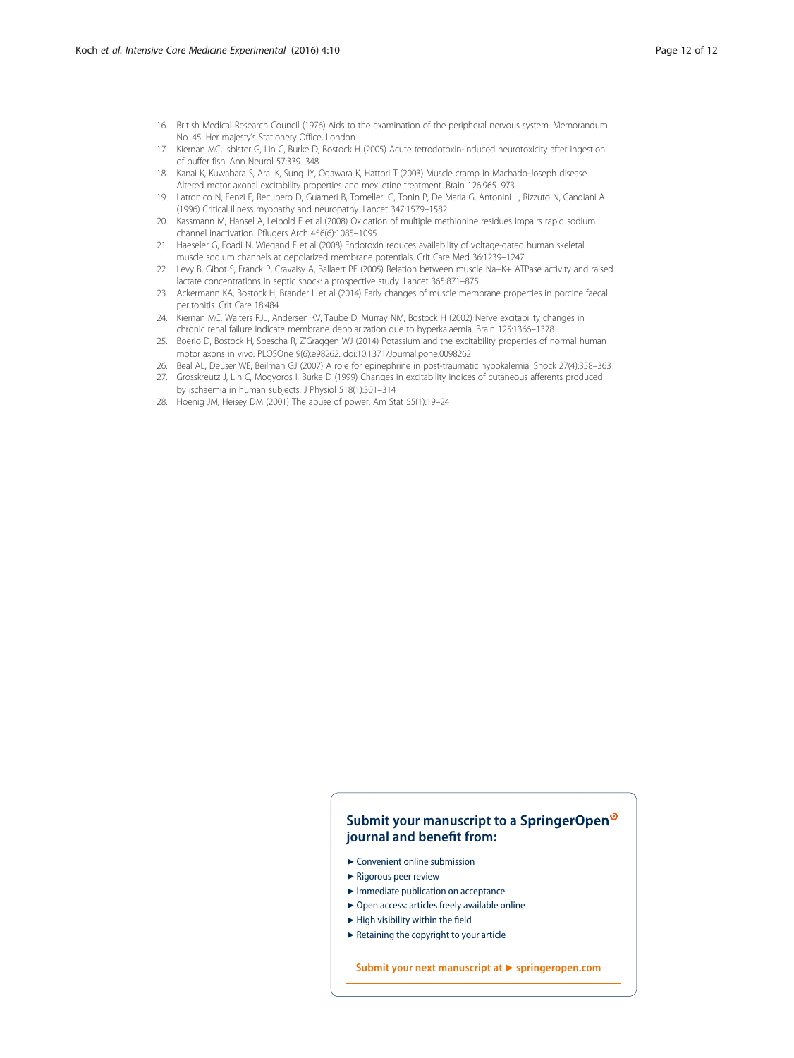16. British Medical Research Council (1976) Aids to the examination of the peripheral nervous system. Memorandum No. 45. Her majesty's Stationery Office, London
17. Kiernan MC, Isbister G, Lin C, Burke D, Bostock H (2005) Acute tetrodotoxin-induced neurotoxicity after ingestion of puffer fish. Ann Neurol 57:339–348
18. Kanai K, Kuwabara S, Arai K, Sung JY, Ogawara K, Hattori T (2003) Muscle cramp in Machado-Joseph disease. Altered motor axonal excitability properties and mexiletine treatment. Brain 126:965–973
19. Latronico N, Fenzi F, Recupero D, Guarneri B, Tomelleri G, Tonin P, De Maria G, Antonini L, Rizzuto N, Candiani A (1996) Critical illness myopathy and neuropathy. Lancet 347:1579–1582
20. Kassmann M, Hansel A, Leipold E et al (2008) Oxidation of multiple methionine residues impairs rapid sodium channel inactivation. Pflugers Arch 456(6):1085–1095
21. Haeseler G, Foadi N, Wiegand E et al (2008) Endotoxin reduces availability of voltage-gated human skeletal muscle sodium channels at depolarized membrane potentials. Crit Care Med 36:1239–1247
22. Levy B, Gibot S, Franck P, Cravaisy A, Ballaert PE (2005) Relation between muscle Na+K+ ATPase activity and raised lactate concentrations in septic shock: a prospective study. Lancet 365:871–875
23. Ackermann KA, Bostock H, Brander L et al (2014) Early changes of muscle membrane properties in porcine faecal peritonitis. Crit Care 18:484
24. Kiernan MC, Walters RJL, Andersen KV, Taube D, Murray NM, Bostock H (2002) Nerve excitability changes in chronic renal failure indicate membrane depolarization due to hyperkalaemia. Brain 125:1366–1378
25. Boerio D, Bostock H, Spescha R, Z'Graggen WJ (2014) Potassium and the excitability properties of normal human motor axons in vivo. PLOSOne 9(6):e98262. doi:10.1371/Journal.pone.0098262
26. Beal AL, Deuser WE, Beilman GJ (2007) A role for epinephrine in post-traumatic hypokalemia. Shock 27(4):358–363
27. Grosskreutz J, Lin C, Mogyoros I, Burke D (1999) Changes in excitability indices of cutaneous afferents produced by ischaemia in human subjects. J Physiol 518(1):301–314
28. Hoenig JM, Heisey DM (2001) The abuse of power. Am Stat 55(1):19–24

**Submit your manuscript to a SpringerOpen journal and benefit from:**

- ► Convenient online submission
- ► Rigorous peer review
- ► Immediate publication on acceptance
- ► Open access: articles freely available online
- ► High visibility within the field
- ► Retaining the copyright to your article

**Submit your next manuscript at ► springeropen.com**